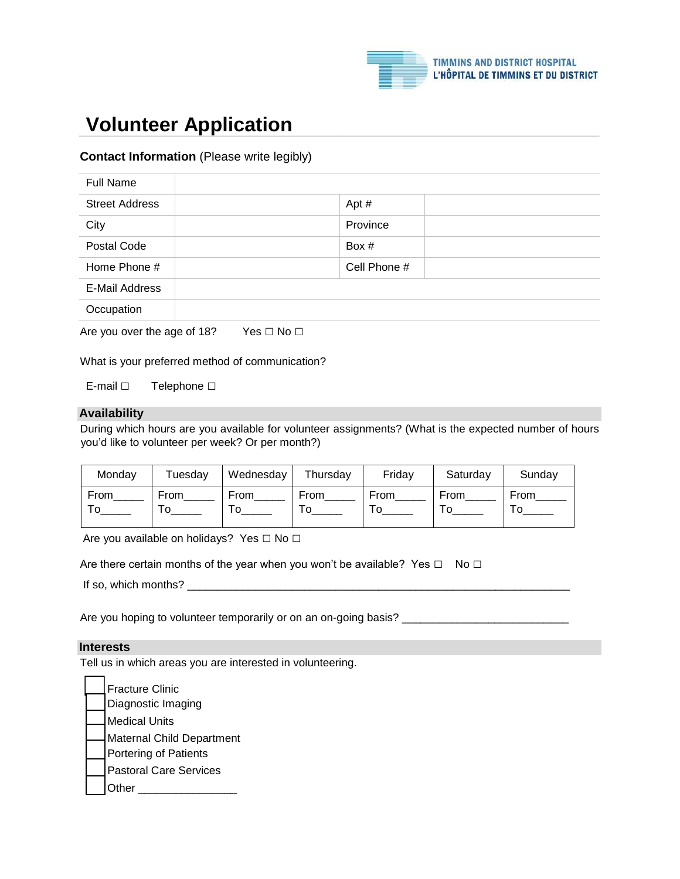TIMMINS AND DISTRICT HOSPITAL
L'HÔPITAL DE TIMMINS ET DU DISTRICT

# Volunteer Application

**Contact Information** (Please write legibly)

| | | | |
|---|---|---|---|
| Full Name | | | |
| Street Address | | Apt # | |
| City | | Province | |
| Postal Code | | Box # | |
| Home Phone # | | Cell Phone # | |
| E-Mail Address | | | |
| Occupation | | | |

Are you over the age of 18? Yes ☐ No ☐

What is your preferred method of communication?

E-mail ☐ Telephone ☐

## Availability

During which hours are you available for volunteer assignments? (What is the expected number of hours you'd like to volunteer per week? Or per month?)

| Monday | Tuesday | Wednesday | Thursday | Friday | Saturday | Sunday |
|---|---|---|---|---|---|---|
| From_____ To_____ | From_____ To_____ | From_____ To_____ | From_____ To_____ | From_____ To_____ | From_____ To_____ | From_____ To_____ |

Are you available on holidays? Yes ☐ No ☐

Are there certain months of the year when you won't be available? Yes ☐ No ☐

If so, which months? ____________________________________________________________

Are you hoping to volunteer temporarily or on an on-going basis? __________________________

## Interests

Tell us in which areas you are interested in volunteering.

- ☐ Fracture Clinic
- ☐ Diagnostic Imaging
- ☐ Medical Units
- ☐ Maternal Child Department
- ☐ Portering of Patients
- ☐ Pastoral Care Services
- ☐ Other _______________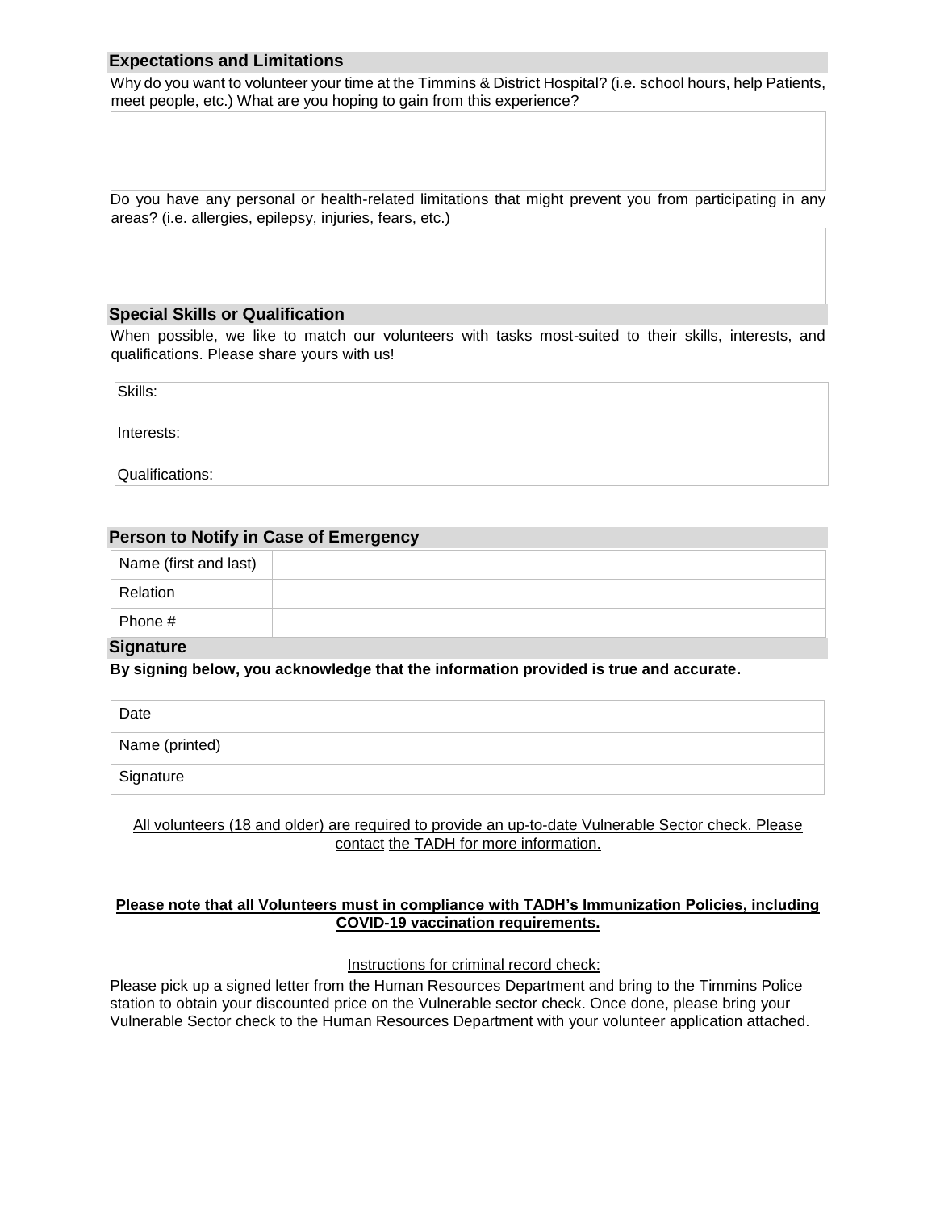## Expectations and Limitations

Why do you want to volunteer your time at the Timmins & District Hospital? (i.e. school hours, help Patients, meet people, etc.) What are you hoping to gain from this experience?

Do you have any personal or health-related limitations that might prevent you from participating in any areas? (i.e. allergies, epilepsy, injuries, fears, etc.)

## Special Skills or Qualification

When possible, we like to match our volunteers with tasks most-suited to their skills, interests, and qualifications. Please share yours with us!

Skills:

Interests:

Qualifications:

## Person to Notify in Case of Emergency

| | |
|---|---|
| Name (first and last) | |
| Relation | |
| Phone # | |

## Signature

**By signing below, you acknowledge that the information provided is true and accurate.**

| | |
|---|---|
| Date | |
| Name (printed) | |
| Signature | |

All volunteers (18 and older) are required to provide an up-to-date Vulnerable Sector check. Please contact the TADH for more information.

**Please note that all Volunteers must in compliance with TADH's Immunization Policies, including COVID-19 vaccination requirements.**

Instructions for criminal record check:

Please pick up a signed letter from the Human Resources Department and bring to the Timmins Police station to obtain your discounted price on the Vulnerable sector check. Once done, please bring your Vulnerable Sector check to the Human Resources Department with your volunteer application attached.